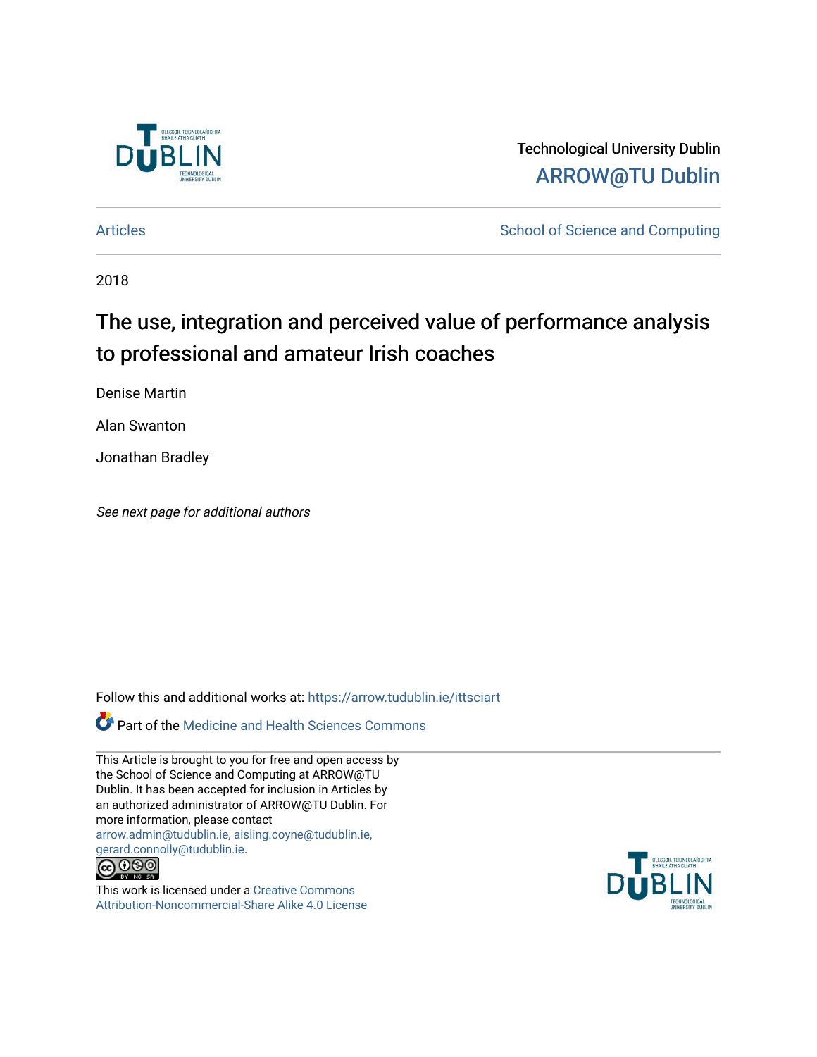Technological University Dublin

ARROW@TU Dublin

Articles | School of Science and Computing

2018

# The use, integration and perceived value of performance analysis to professional and amateur Irish coaches

Denise Martin

Alan Swanton

Jonathan Bradley

*See next page for additional authors*

Follow this and additional works at: https://arrow.tudublin.ie/ittsciart

Part of the Medicine and Health Sciences Commons

This Article is brought to you for free and open access by the School of Science and Computing at ARROW@TU Dublin. It has been accepted for inclusion in Articles by an authorized administrator of ARROW@TU Dublin. For more information, please contact arrow.admin@tudublin.ie, aisling.coyne@tudublin.ie, gerard.connolly@tudublin.ie.

This work is licensed under a Creative Commons Attribution-Noncommercial-Share Alike 4.0 License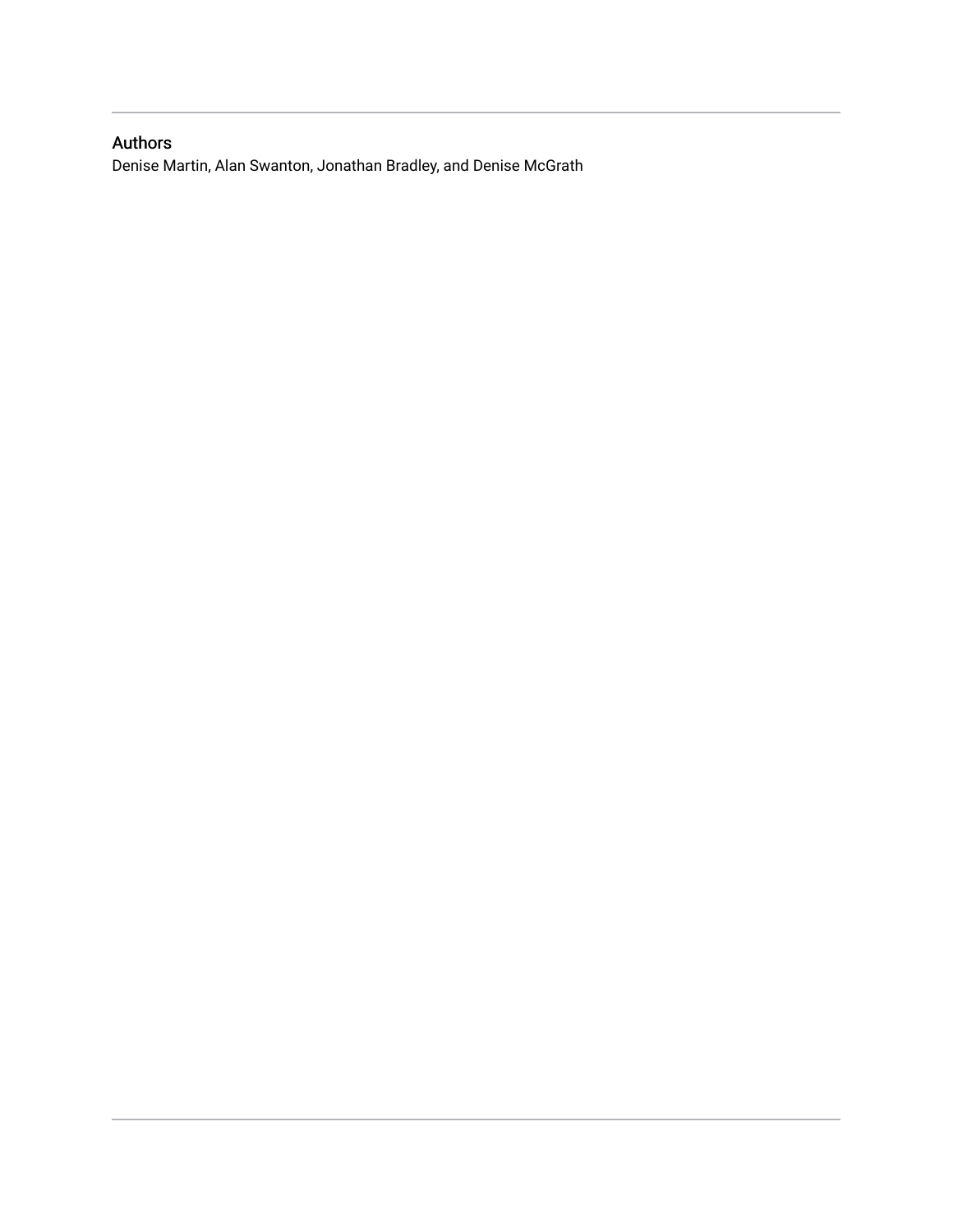## Authors

Denise Martin, Alan Swanton, Jonathan Bradley, and Denise McGrath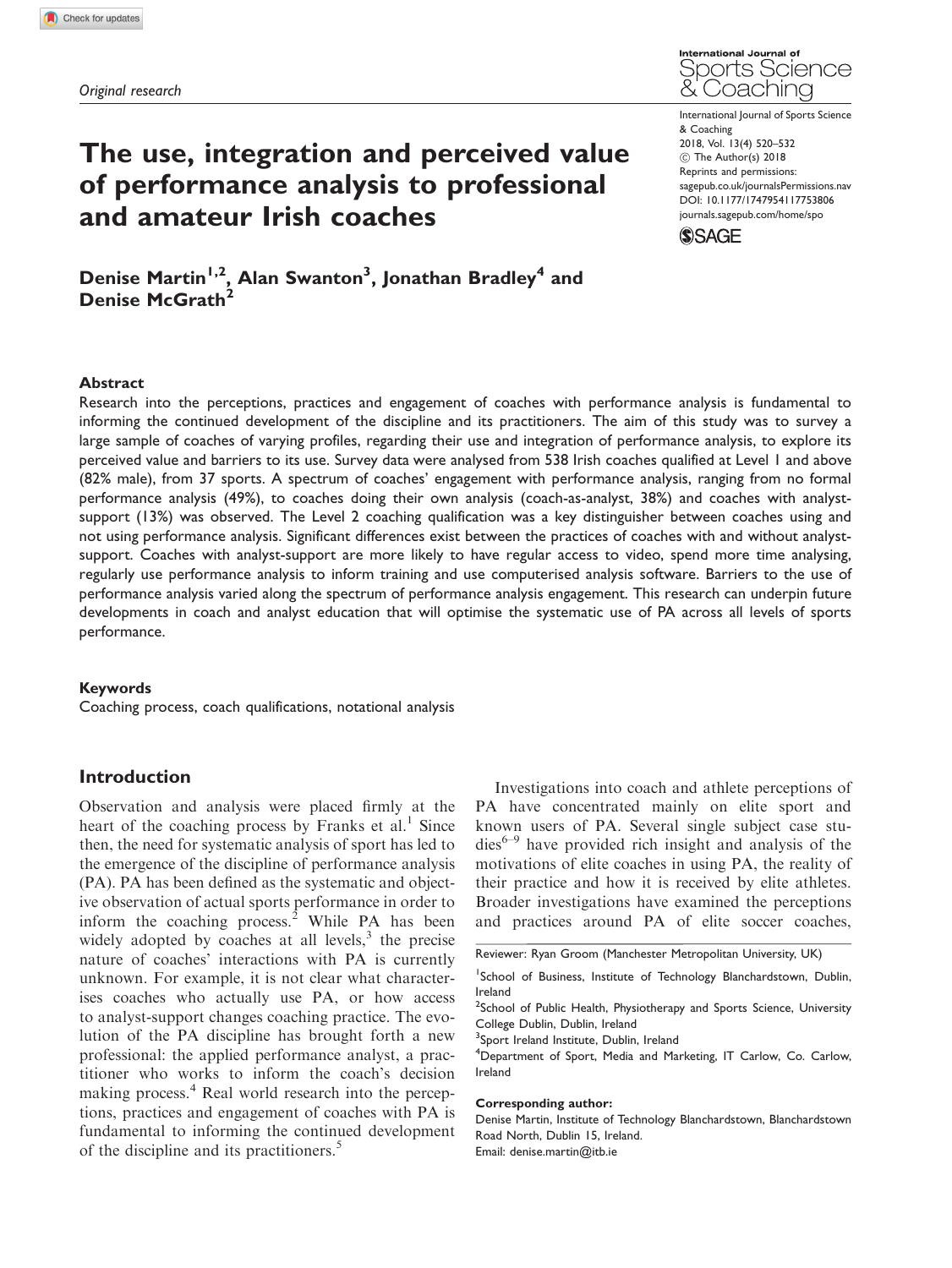Original research

# The use, integration and perceived value of performance analysis to professional and amateur Irish coaches

International Journal of Sports Science & Coaching
2018, Vol. 13(4) 520–532
© The Author(s) 2018
Reprints and permissions: sagepub.co.uk/journalsPermissions.nav
DOI: 10.1177/1747954117753806
journals.sagepub.com/home/spo

**Denise Martin[1,2], Alan Swanton[3], Jonathan Bradley[4] and Denise McGrath[2]**

### Abstract

Research into the perceptions, practices and engagement of coaches with performance analysis is fundamental to informing the continued development of the discipline and its practitioners. The aim of this study was to survey a large sample of coaches of varying profiles, regarding their use and integration of performance analysis, to explore its perceived value and barriers to its use. Survey data were analysed from 538 Irish coaches qualified at Level 1 and above (82% male), from 37 sports. A spectrum of coaches' engagement with performance analysis, ranging from no formal performance analysis (49%), to coaches doing their own analysis (coach-as-analyst, 38%) and coaches with analyst-support (13%) was observed. The Level 2 coaching qualification was a key distinguisher between coaches using and not using performance analysis. Significant differences exist between the practices of coaches with and without analyst-support. Coaches with analyst-support are more likely to have regular access to video, spend more time analysing, regularly use performance analysis to inform training and use computerised analysis software. Barriers to the use of performance analysis varied along the spectrum of performance analysis engagement. This research can underpin future developments in coach and analyst education that will optimise the systematic use of PA across all levels of sports performance.

### Keywords

Coaching process, coach qualifications, notational analysis

## Introduction

Observation and analysis were placed firmly at the heart of the coaching process by Franks et al.[1] Since then, the need for systematic analysis of sport has led to the emergence of the discipline of performance analysis (PA). PA has been defined as the systematic and objective observation of actual sports performance in order to inform the coaching process.[2] While PA has been widely adopted by coaches at all levels,[3] the precise nature of coaches' interactions with PA is currently unknown. For example, it is not clear what characterises coaches who actually use PA, or how access to analyst-support changes coaching practice. The evolution of the PA discipline has brought forth a new professional: the applied performance analyst, a practitioner who works to inform the coach's decision making process.[4] Real world research into the perceptions, practices and engagement of coaches with PA is fundamental to informing the continued development of the discipline and its practitioners.[5]

Investigations into coach and athlete perceptions of PA have concentrated mainly on elite sport and known users of PA. Several single subject case studies[6–9] have provided rich insight and analysis of the motivations of elite coaches in using PA, the reality of their practice and how it is received by elite athletes. Broader investigations have examined the perceptions and practices around PA of elite soccer coaches,

Reviewer: Ryan Groom (Manchester Metropolitan University, UK)

[1]School of Business, Institute of Technology Blanchardstown, Dublin, Ireland
[2]School of Public Health, Physiotherapy and Sports Science, University College Dublin, Dublin, Ireland
[3]Sport Ireland Institute, Dublin, Ireland
[4]Department of Sport, Media and Marketing, IT Carlow, Co. Carlow, Ireland

**Corresponding author:**
Denise Martin, Institute of Technology Blanchardstown, Blanchardstown Road North, Dublin 15, Ireland.
Email: denise.martin@itb.ie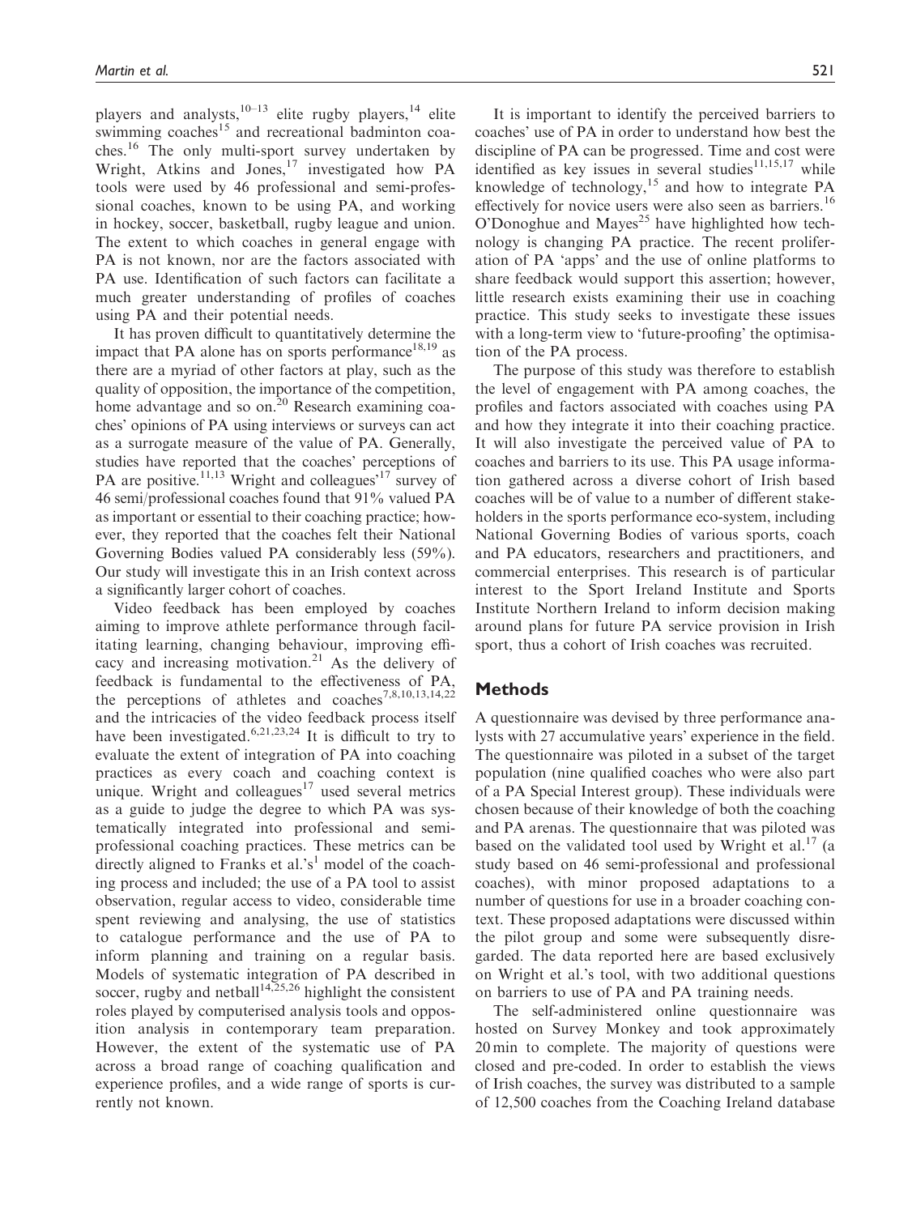players and analysts,[10–13] elite rugby players,[14] elite swimming coaches[15] and recreational badminton coaches.[16] The only multi-sport survey undertaken by Wright, Atkins and Jones,[17] investigated how PA tools were used by 46 professional and semi-professional coaches, known to be using PA, and working in hockey, soccer, basketball, rugby league and union. The extent to which coaches in general engage with PA is not known, nor are the factors associated with PA use. Identification of such factors can facilitate a much greater understanding of profiles of coaches using PA and their potential needs.

It has proven difficult to quantitatively determine the impact that PA alone has on sports performance[18,19] as there are a myriad of other factors at play, such as the quality of opposition, the importance of the competition, home advantage and so on.[20] Research examining coaches' opinions of PA using interviews or surveys can act as a surrogate measure of the value of PA. Generally, studies have reported that the coaches' perceptions of PA are positive.[11,13] Wright and colleagues'[17] survey of 46 semi/professional coaches found that 91% valued PA as important or essential to their coaching practice; however, they reported that the coaches felt their National Governing Bodies valued PA considerably less (59%). Our study will investigate this in an Irish context across a significantly larger cohort of coaches.

Video feedback has been employed by coaches aiming to improve athlete performance through facilitating learning, changing behaviour, improving efficacy and increasing motivation.[21] As the delivery of feedback is fundamental to the effectiveness of PA, the perceptions of athletes and coaches[7,8,10,13,14,22] and the intricacies of the video feedback process itself have been investigated.[6,21,23,24] It is difficult to try to evaluate the extent of integration of PA into coaching practices as every coach and coaching context is unique. Wright and colleagues[17] used several metrics as a guide to judge the degree to which PA was systematically integrated into professional and semi-professional coaching practices. These metrics can be directly aligned to Franks et al.'s[1] model of the coaching process and included; the use of a PA tool to assist observation, regular access to video, considerable time spent reviewing and analysing, the use of statistics to catalogue performance and the use of PA to inform planning and training on a regular basis. Models of systematic integration of PA described in soccer, rugby and netball[14,25,26] highlight the consistent roles played by computerised analysis tools and opposition analysis in contemporary team preparation. However, the extent of the systematic use of PA across a broad range of coaching qualification and experience profiles, and a wide range of sports is currently not known.

It is important to identify the perceived barriers to coaches' use of PA in order to understand how best the discipline of PA can be progressed. Time and cost were identified as key issues in several studies[11,15,17] while knowledge of technology,[15] and how to integrate PA effectively for novice users were also seen as barriers.[16] O'Donoghue and Mayes[25] have highlighted how technology is changing PA practice. The recent proliferation of PA 'apps' and the use of online platforms to share feedback would support this assertion; however, little research exists examining their use in coaching practice. This study seeks to investigate these issues with a long-term view to 'future-proofing' the optimisation of the PA process.

The purpose of this study was therefore to establish the level of engagement with PA among coaches, the profiles and factors associated with coaches using PA and how they integrate it into their coaching practice. It will also investigate the perceived value of PA to coaches and barriers to its use. This PA usage information gathered across a diverse cohort of Irish based coaches will be of value to a number of different stakeholders in the sports performance eco-system, including National Governing Bodies of various sports, coach and PA educators, researchers and practitioners, and commercial enterprises. This research is of particular interest to the Sport Ireland Institute and Sports Institute Northern Ireland to inform decision making around plans for future PA service provision in Irish sport, thus a cohort of Irish coaches was recruited.

## Methods

A questionnaire was devised by three performance analysts with 27 accumulative years' experience in the field. The questionnaire was piloted in a subset of the target population (nine qualified coaches who were also part of a PA Special Interest group). These individuals were chosen because of their knowledge of both the coaching and PA arenas. The questionnaire that was piloted was based on the validated tool used by Wright et al.[17] (a study based on 46 semi-professional and professional coaches), with minor proposed adaptations to a number of questions for use in a broader coaching context. These proposed adaptations were discussed within the pilot group and some were subsequently disregarded. The data reported here are based exclusively on Wright et al.'s tool, with two additional questions on barriers to use of PA and PA training needs.

The self-administered online questionnaire was hosted on Survey Monkey and took approximately 20 min to complete. The majority of questions were closed and pre-coded. In order to establish the views of Irish coaches, the survey was distributed to a sample of 12,500 coaches from the Coaching Ireland database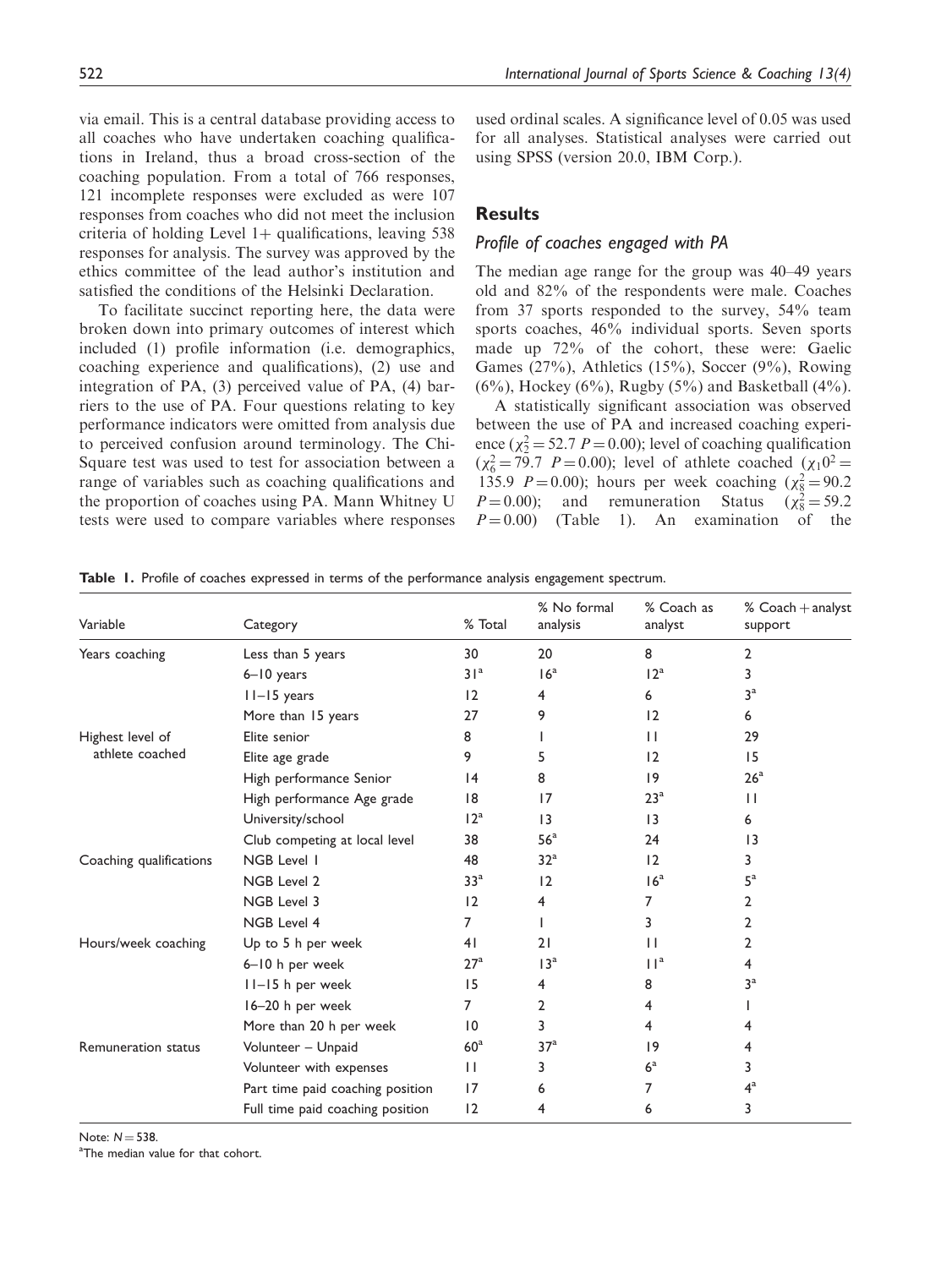via email. This is a central database providing access to all coaches who have undertaken coaching qualifications in Ireland, thus a broad cross-section of the coaching population. From a total of 766 responses, 121 incomplete responses were excluded as were 107 responses from coaches who did not meet the inclusion criteria of holding Level 1+ qualifications, leaving 538 responses for analysis. The survey was approved by the ethics committee of the lead author's institution and satisfied the conditions of the Helsinki Declaration.

To facilitate succinct reporting here, the data were broken down into primary outcomes of interest which included (1) profile information (i.e. demographics, coaching experience and qualifications), (2) use and integration of PA, (3) perceived value of PA, (4) barriers to the use of PA. Four questions relating to key performance indicators were omitted from analysis due to perceived confusion around terminology. The Chi-Square test was used to test for association between a range of variables such as coaching qualifications and the proportion of coaches using PA. Mann Whitney U tests were used to compare variables where responses used ordinal scales. A significance level of 0.05 was used for all analyses. Statistical analyses were carried out using SPSS (version 20.0, IBM Corp.).

## Results

### Profile of coaches engaged with PA

The median age range for the group was 40–49 years old and 82% of the respondents were male. Coaches from 37 sports responded to the survey, 54% team sports coaches, 46% individual sports. Seven sports made up 72% of the cohort, these were: Gaelic Games (27%), Athletics (15%), Soccer (9%), Rowing (6%), Hockey (6%), Rugby (5%) and Basketball (4%).

A statistically significant association was observed between the use of PA and increased coaching experience ($\chi^2_2 = 52.7$ $P = 0.00$); level of coaching qualification ($\chi^2_6 = 79.7$ $P = 0.00$); level of athlete coached ($\chi_1 0^2 = 135.9$ $P = 0.00$); hours per week coaching ($\chi^2_8 = 90.2$ $P = 0.00$); and remuneration Status ($\chi^2_8 = 59.2$ $P = 0.00$) (Table 1). An examination of the

**Table 1.** Profile of coaches expressed in terms of the performance analysis engagement spectrum.

| Variable | Category | % Total | % No formal analysis | % Coach as analyst | % Coach + analyst support |
|---|---|---|---|---|---|
| Years coaching | Less than 5 years | 30 | 20 | 8 | 2 |
| | 6–10 years | 31[a] | 16[a] | 12[a] | 3 |
| | 11–15 years | 12 | 4 | 6 | 3[a] |
| | More than 15 years | 27 | 9 | 12 | 6 |
| Highest level of athlete coached | Elite senior | 8 | 1 | 11 | 29 |
| | Elite age grade | 9 | 5 | 12 | 15 |
| | High performance Senior | 14 | 8 | 19 | 26[a] |
| | High performance Age grade | 18 | 17 | 23[a] | 11 |
| | University/school | 12[a] | 13 | 13 | 6 |
| | Club competing at local level | 38 | 56[a] | 24 | 13 |
| Coaching qualifications | NGB Level 1 | 48 | 32[a] | 12 | 3 |
| | NGB Level 2 | 33[a] | 12 | 16[a] | 5[a] |
| | NGB Level 3 | 12 | 4 | 7 | 2 |
| | NGB Level 4 | 7 | 1 | 3 | 2 |
| Hours/week coaching | Up to 5 h per week | 41 | 21 | 11 | 2 |
| | 6–10 h per week | 27[a] | 13[a] | 11[a] | 4 |
| | 11–15 h per week | 15 | 4 | 8 | 3[a] |
| | 16–20 h per week | 7 | 2 | 4 | 1 |
| | More than 20 h per week | 10 | 3 | 4 | 4 |
| Remuneration status | Volunteer – Unpaid | 60[a] | 37[a] | 19 | 4 |
| | Volunteer with expenses | 11 | 3 | 6[a] | 3 |
| | Part time paid coaching position | 17 | 6 | 7 | 4[a] |
| | Full time paid coaching position | 12 | 4 | 6 | 3 |

Note: $N = 538$.
[a]The median value for that cohort.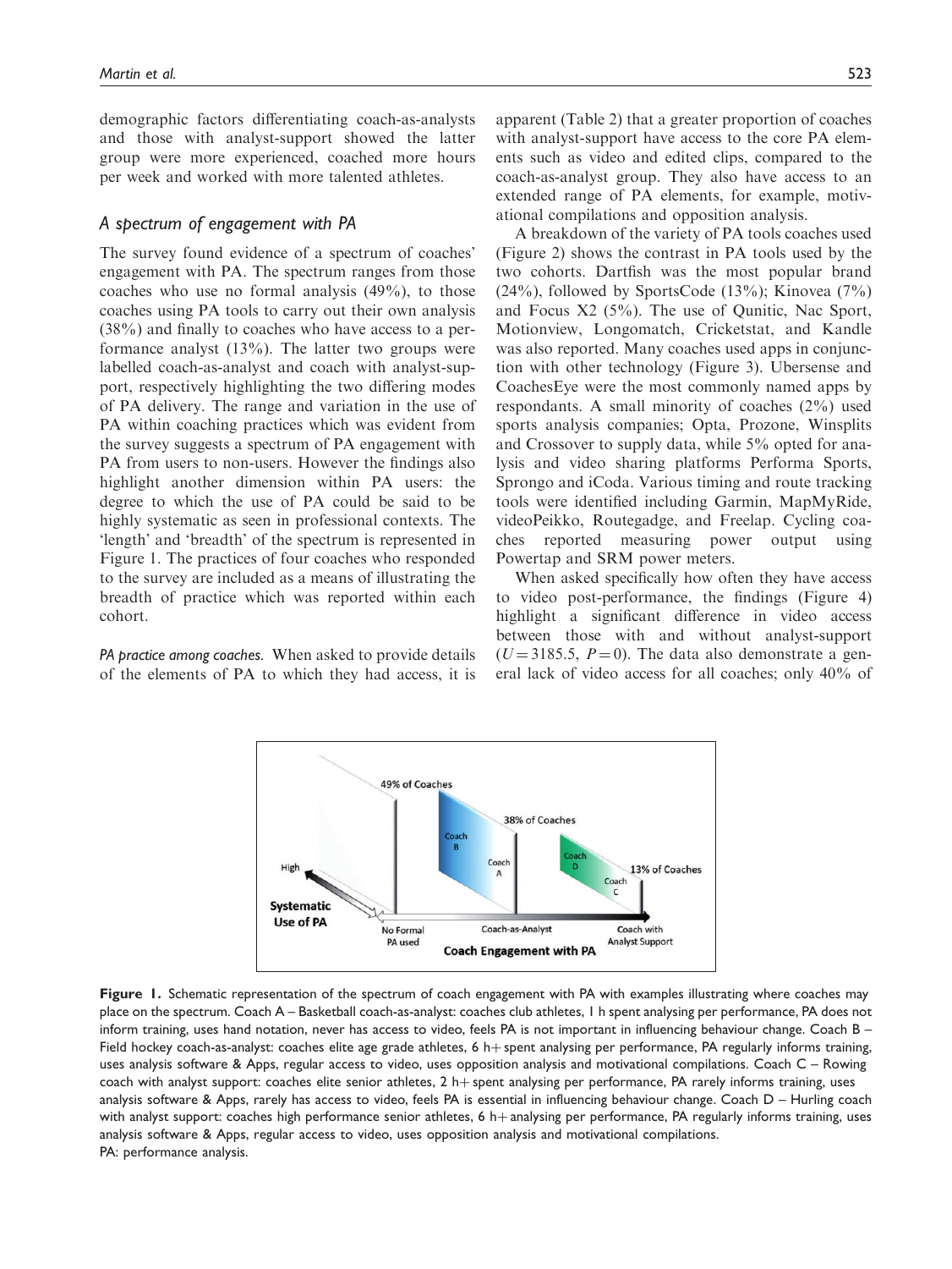demographic factors differentiating coach-as-analysts and those with analyst-support showed the latter group were more experienced, coached more hours per week and worked with more talented athletes.

## A spectrum of engagement with PA

The survey found evidence of a spectrum of coaches' engagement with PA. The spectrum ranges from those coaches who use no formal analysis (49%), to those coaches using PA tools to carry out their own analysis (38%) and finally to coaches who have access to a performance analyst (13%). The latter two groups were labelled coach-as-analyst and coach with analyst-support, respectively highlighting the two differing modes of PA delivery. The range and variation in the use of PA within coaching practices which was evident from the survey suggests a spectrum of PA engagement with PA from users to non-users. However the findings also highlight another dimension within PA users: the degree to which the use of PA could be said to be highly systematic as seen in professional contexts. The 'length' and 'breadth' of the spectrum is represented in Figure 1. The practices of four coaches who responded to the survey are included as a means of illustrating the breadth of practice which was reported within each cohort.

*PA practice among coaches.* When asked to provide details of the elements of PA to which they had access, it is apparent (Table 2) that a greater proportion of coaches with analyst-support have access to the core PA elements such as video and edited clips, compared to the coach-as-analyst group. They also have access to an extended range of PA elements, for example, motivational compilations and opposition analysis.

A breakdown of the variety of PA tools coaches used (Figure 2) shows the contrast in PA tools used by the two cohorts. Dartfish was the most popular brand (24%), followed by SportsCode (13%); Kinovea (7%) and Focus X2 (5%). The use of Qunitic, Nac Sport, Motionview, Longomatch, Cricketstat, and Kandle was also reported. Many coaches used apps in conjunction with other technology (Figure 3). Ubersense and CoachesEye were the most commonly named apps by respondants. A small minority of coaches (2%) used sports analysis companies; Opta, Prozone, Winsplits and Crossover to supply data, while 5% opted for analysis and video sharing platforms Performa Sports, Sprongo and iCoda. Various timing and route tracking tools were identified including Garmin, MapMyRide, videoPeikko, Routegadge, and Freelap. Cycling coaches reported measuring power output using Powertap and SRM power meters.

When asked specifically how often they have access to video post-performance, the findings (Figure 4) highlight a significant difference in video access between those with and without analyst-support ($U = 3185.5$, $P = 0$). The data also demonstrate a general lack of video access for all coaches; only 40% of

**Figure 1.** Schematic representation of the spectrum of coach engagement with PA with examples illustrating where coaches may place on the spectrum. Coach A – Basketball coach-as-analyst: coaches club athletes, 1 h spent analysing per performance, PA does not inform training, uses hand notation, never has access to video, feels PA is not important in influencing behaviour change. Coach B – Field hockey coach-as-analyst: coaches elite age grade athletes, 6 h+ spent analysing per performance, PA regularly informs training, uses analysis software & Apps, regular access to video, uses opposition analysis and motivational compilations. Coach C – Rowing coach with analyst support: coaches elite senior athletes, 2 h+ spent analysing per performance, PA rarely informs training, uses analysis software & Apps, rarely has access to video, feels PA is essential in influencing behaviour change. Coach D – Hurling coach with analyst support: coaches high performance senior athletes, 6 h+ analysing per performance, PA regularly informs training, uses analysis software & Apps, regular access to video, uses opposition analysis and motivational compilations.
PA: performance analysis.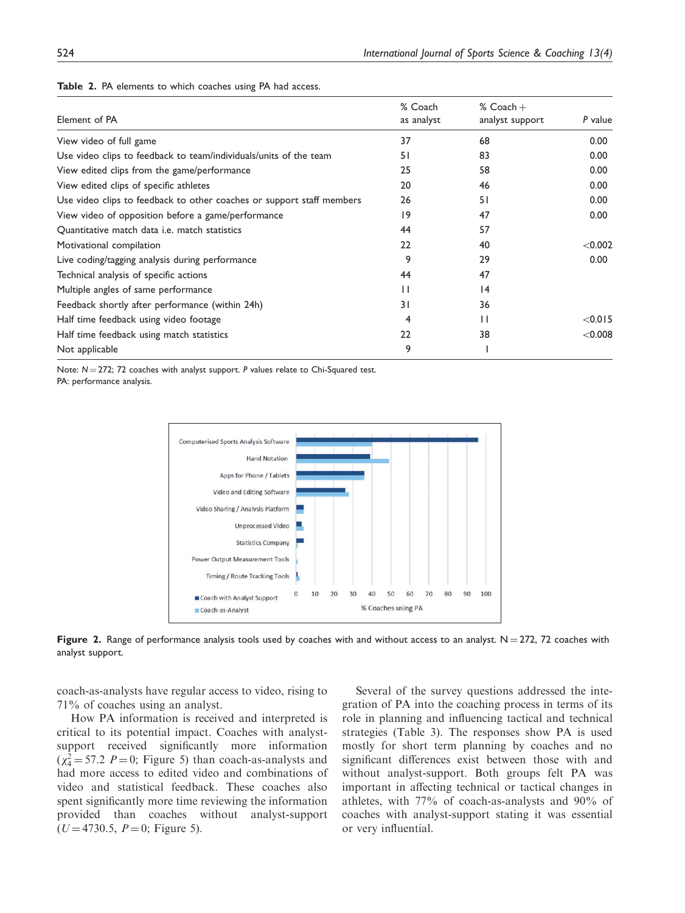**Table 2.** PA elements to which coaches using PA had access.

| Element of PA | % Coach as analyst | % Coach + analyst support | *P* value |
|---|---|---|---|
| View video of full game | 37 | 68 | 0.00 |
| Use video clips to feedback to team/individuals/units of the team | 51 | 83 | 0.00 |
| View edited clips from the game/performance | 25 | 58 | 0.00 |
| View edited clips of specific athletes | 20 | 46 | 0.00 |
| Use video clips to feedback to other coaches or support staff members | 26 | 51 | 0.00 |
| View video of opposition before a game/performance | 19 | 47 | 0.00 |
| Quantitative match data i.e. match statistics | 44 | 57 | |
| Motivational compilation | 22 | 40 | <0.002 |
| Live coding/tagging analysis during performance | 9 | 29 | 0.00 |
| Technical analysis of specific actions | 44 | 47 | |
| Multiple angles of same performance | 11 | 14 | |
| Feedback shortly after performance (within 24h) | 31 | 36 | |
| Half time feedback using video footage | 4 | 11 | <0.015 |
| Half time feedback using match statistics | 22 | 38 | <0.008 |
| Not applicable | 9 | 1 | |

Note: $N = 272$; 72 coaches with analyst support. *P* values relate to Chi-Squared test.
PA: performance analysis.

**Figure 2.** Range of performance analysis tools used by coaches with and without access to an analyst. $N = 272$, 72 coaches with analyst support.

coach-as-analysts have regular access to video, rising to 71% of coaches using an analyst.

How PA information is received and interpreted is critical to its potential impact. Coaches with analyst-support received significantly more information ($\chi^2_4 = 57.2$ $P = 0$; Figure 5) than coach-as-analysts and had more access to edited video and combinations of video and statistical feedback. These coaches also spent significantly more time reviewing the information provided than coaches without analyst-support ($U = 4730.5$, $P = 0$; Figure 5).

Several of the survey questions addressed the integration of PA into the coaching process in terms of its role in planning and influencing tactical and technical strategies (Table 3). The responses show PA is used mostly for short term planning by coaches and no significant differences exist between those with and without analyst-support. Both groups felt PA was important in affecting technical or tactical changes in athletes, with 77% of coach-as-analysts and 90% of coaches with analyst-support stating it was essential or very influential.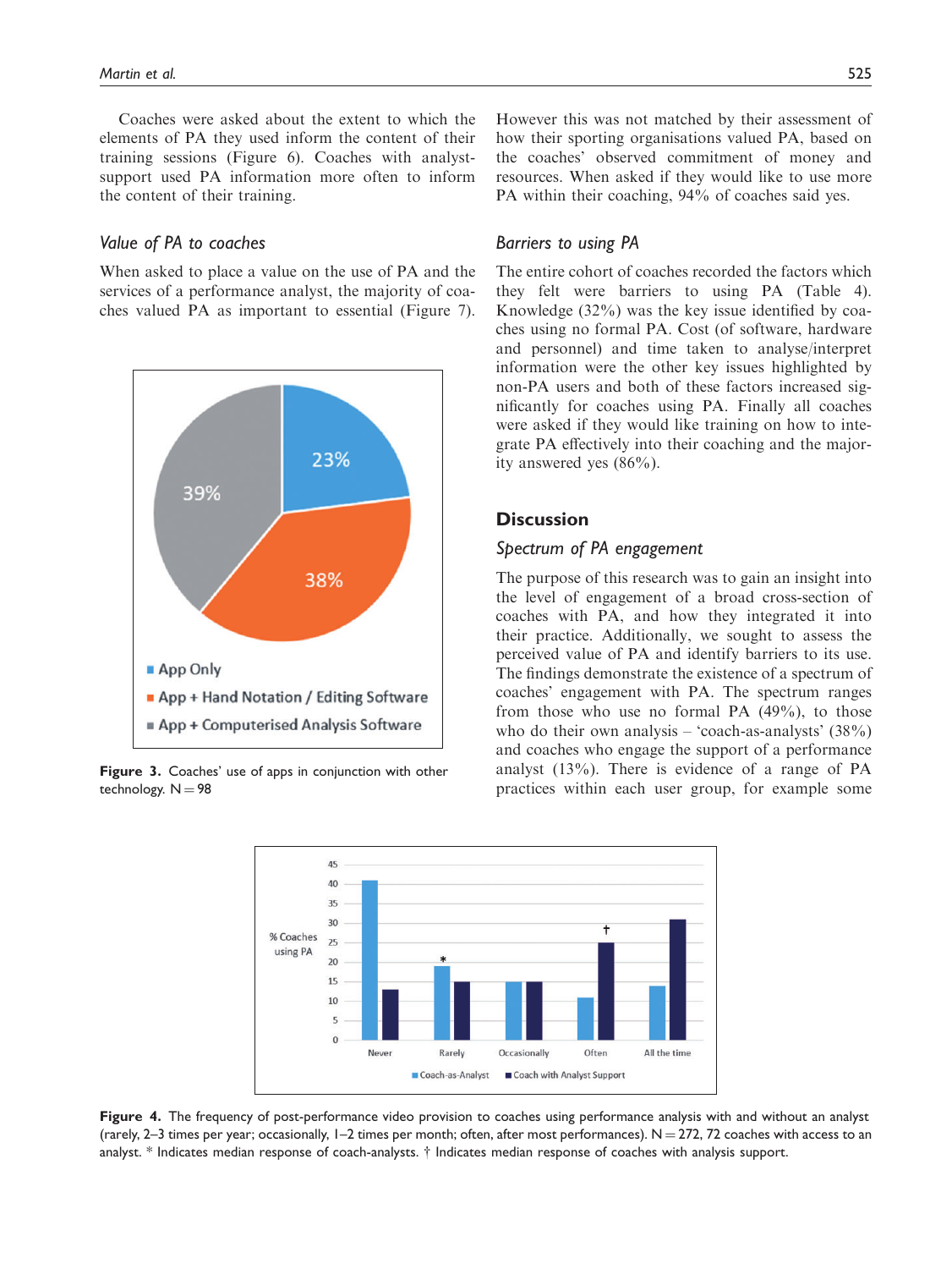Coaches were asked about the extent to which the elements of PA they used inform the content of their training sessions (Figure 6). Coaches with analyst-support used PA information more often to inform the content of their training.

### Value of PA to coaches

When asked to place a value on the use of PA and the services of a performance analyst, the majority of coaches valued PA as important to essential (Figure 7). However this was not matched by their assessment of how their sporting organisations valued PA, based on the coaches' observed commitment of money and resources. When asked if they would like to use more PA within their coaching, 94% of coaches said yes.

**Figure 3.** Coaches' use of apps in conjunction with other technology. N = 98

### Barriers to using PA

The entire cohort of coaches recorded the factors which they felt were barriers to using PA (Table 4). Knowledge (32%) was the key issue identified by coaches using no formal PA. Cost (of software, hardware and personnel) and time taken to analyse/interpret information were the other key issues highlighted by non-PA users and both of these factors increased significantly for coaches using PA. Finally all coaches were asked if they would like training on how to integrate PA effectively into their coaching and the majority answered yes (86%).

## Discussion

### Spectrum of PA engagement

The purpose of this research was to gain an insight into the level of engagement of a broad cross-section of coaches with PA, and how they integrated it into their practice. Additionally, we sought to assess the perceived value of PA and identify barriers to its use. The findings demonstrate the existence of a spectrum of coaches' engagement with PA. The spectrum ranges from those who use no formal PA (49%), to those who do their own analysis – 'coach-as-analysts' (38%) and coaches who engage the support of a performance analyst (13%). There is evidence of a range of PA practices within each user group, for example some

**Figure 4.** The frequency of post-performance video provision to coaches using performance analysis with and without an analyst (rarely, 2–3 times per year; occasionally, 1–2 times per month; often, after most performances). N = 272, 72 coaches with access to an analyst. * Indicates median response of coach-analysts. † Indicates median response of coaches with analysis support.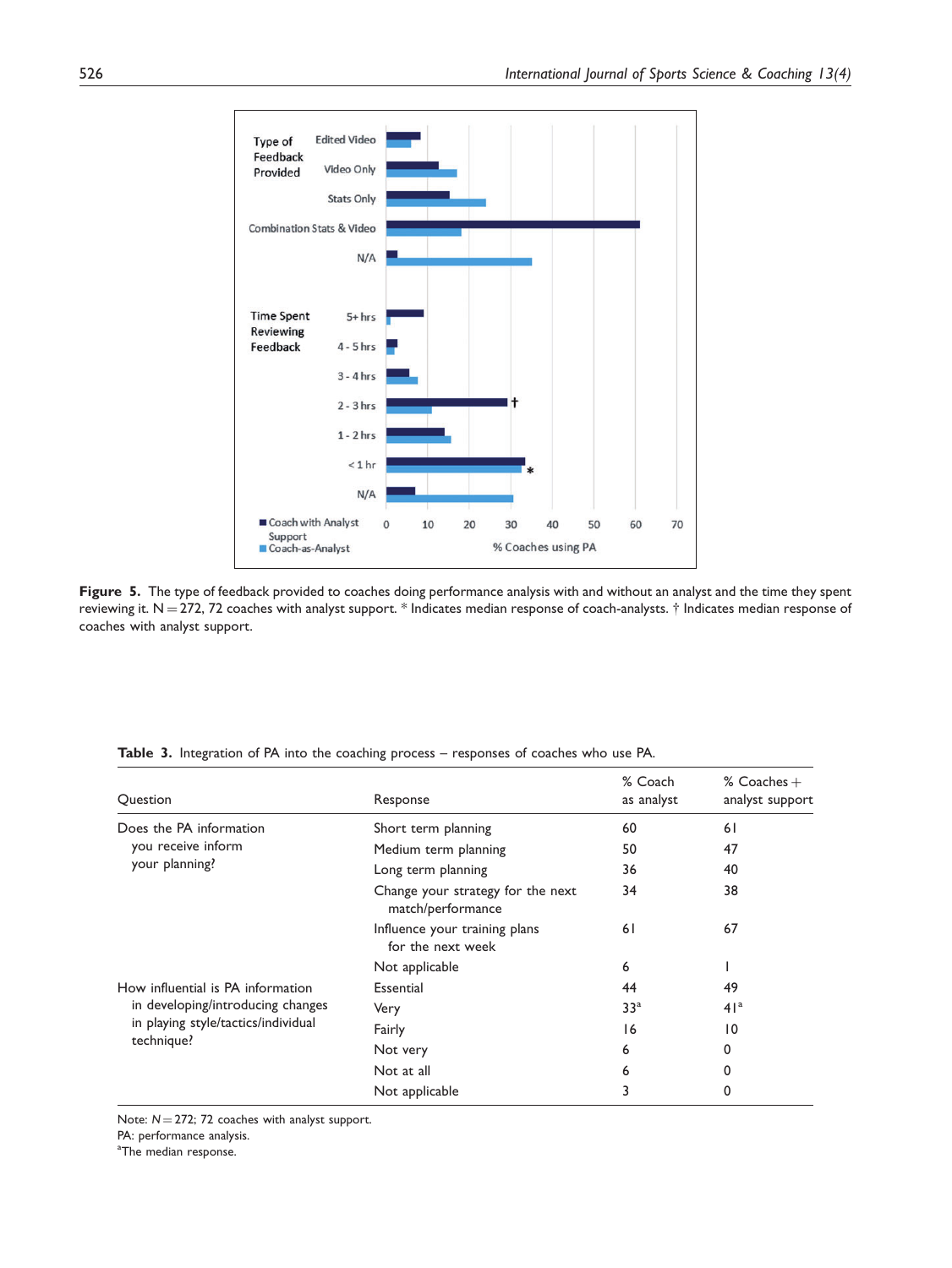**Figure 5.** The type of feedback provided to coaches doing performance analysis with and without an analyst and the time they spent reviewing it. N = 272, 72 coaches with analyst support. * Indicates median response of coach-analysts. † Indicates median response of coaches with analyst support.

**Table 3.** Integration of PA into the coaching process – responses of coaches who use PA.

| Question | Response | % Coach as analyst | % Coaches + analyst support |
|---|---|---|---|
| Does the PA information you receive inform your planning? | Short term planning | 60 | 61 |
| | Medium term planning | 50 | 47 |
| | Long term planning | 36 | 40 |
| | Change your strategy for the next match/performance | 34 | 38 |
| | Influence your training plans for the next week | 61 | 67 |
| | Not applicable | 6 | 1 |
| How influential is PA information in developing/introducing changes in playing style/tactics/individual technique? | Essential | 44 | 49 |
| | Very | 33[a] | 41[a] |
| | Fairly | 16 | 10 |
| | Not very | 6 | 0 |
| | Not at all | 6 | 0 |
| | Not applicable | 3 | 0 |

Note: $N = 272$; 72 coaches with analyst support.
PA: performance analysis.
[a]The median response.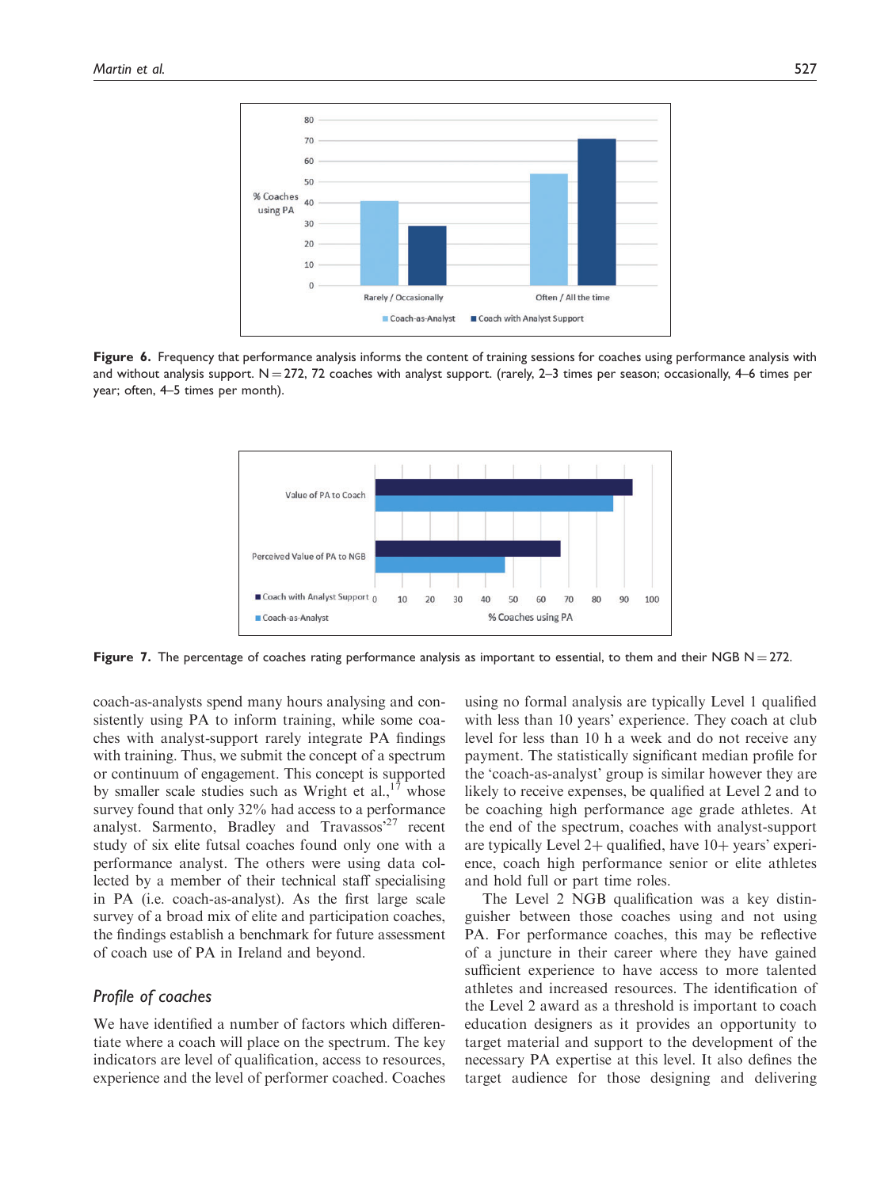Figure 6. Frequency that performance analysis informs the content of training sessions for coaches using performance analysis with and without analysis support. N = 272, 72 coaches with analyst support. (rarely, 2–3 times per season; occasionally, 4–6 times per year; often, 4–5 times per month).

Figure 7. The percentage of coaches rating performance analysis as important to essential, to them and their NGB N = 272.

coach-as-analysts spend many hours analysing and consistently using PA to inform training, while some coaches with analyst-support rarely integrate PA findings with training. Thus, we submit the concept of a spectrum or continuum of engagement. This concept is supported by smaller scale studies such as Wright et al.,[17] whose survey found that only 32% had access to a performance analyst. Sarmento, Bradley and Travassos'[27] recent study of six elite futsal coaches found only one with a performance analyst. The others were using data collected by a member of their technical staff specialising in PA (i.e. coach-as-analyst). As the first large scale survey of a broad mix of elite and participation coaches, the findings establish a benchmark for future assessment of coach use of PA in Ireland and beyond.

## Profile of coaches

We have identified a number of factors which differentiate where a coach will place on the spectrum. The key indicators are level of qualification, access to resources, experience and the level of performer coached. Coaches using no formal analysis are typically Level 1 qualified with less than 10 years' experience. They coach at club level for less than 10 h a week and do not receive any payment. The statistically significant median profile for the 'coach-as-analyst' group is similar however they are likely to receive expenses, be qualified at Level 2 and to be coaching high performance age grade athletes. At the end of the spectrum, coaches with analyst-support are typically Level 2+ qualified, have 10+ years' experience, coach high performance senior or elite athletes and hold full or part time roles.

The Level 2 NGB qualification was a key distinguisher between those coaches using and not using PA. For performance coaches, this may be reflective of a juncture in their career where they have gained sufficient experience to have access to more talented athletes and increased resources. The identification of the Level 2 award as a threshold is important to coach education designers as it provides an opportunity to target material and support to the development of the necessary PA expertise at this level. It also defines the target audience for those designing and delivering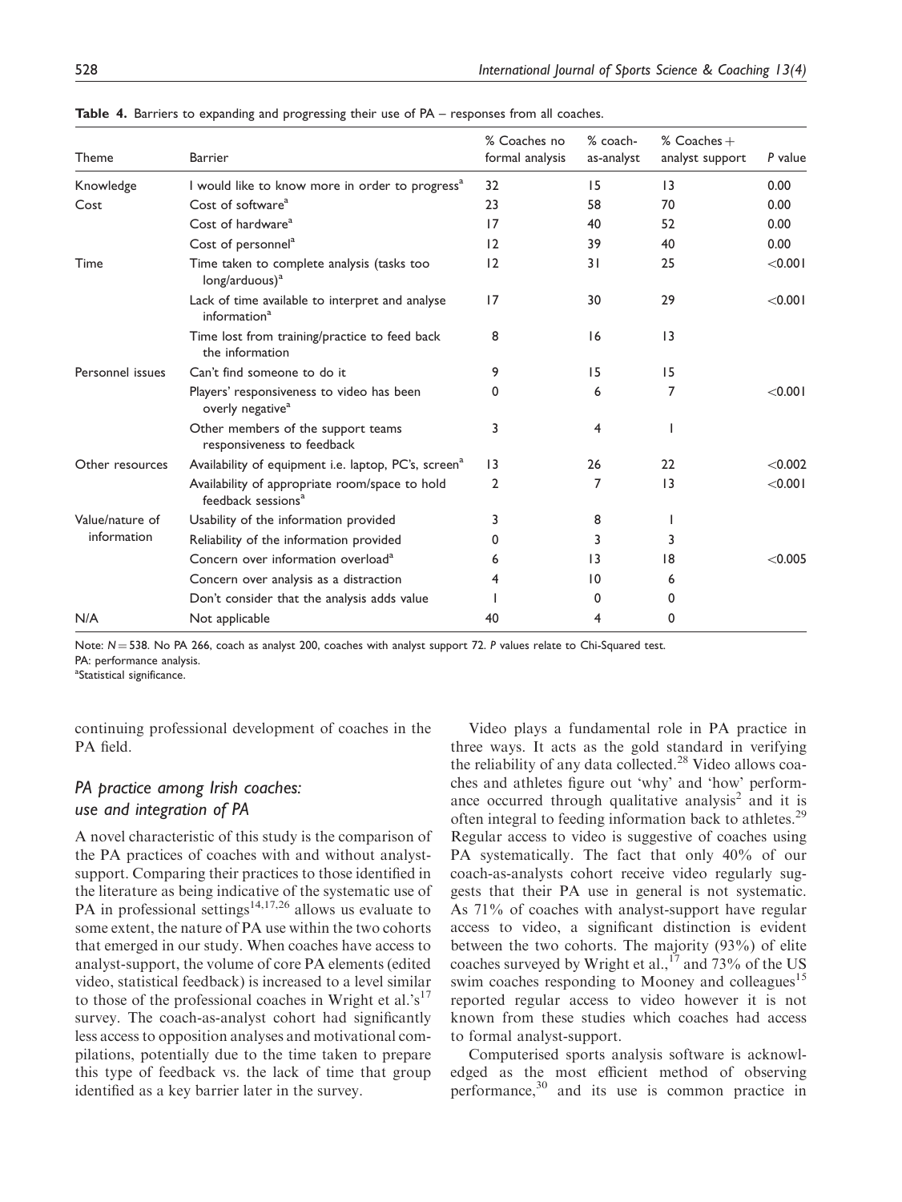**Table 4.** Barriers to expanding and progressing their use of PA – responses from all coaches.

| Theme | Barrier | % Coaches no formal analysis | % coach-as-analyst | % Coaches + analyst support | P value |
|---|---|---|---|---|---|
| Knowledge | I would like to know more in order to progress[a] | 32 | 15 | 13 | 0.00 |
| Cost | Cost of software[a] | 23 | 58 | 70 | 0.00 |
| | Cost of hardware[a] | 17 | 40 | 52 | 0.00 |
| | Cost of personnel[a] | 12 | 39 | 40 | 0.00 |
| Time | Time taken to complete analysis (tasks too long/arduous)[a] | 12 | 31 | 25 | <0.001 |
| | Lack of time available to interpret and analyse information[a] | 17 | 30 | 29 | <0.001 |
| | Time lost from training/practice to feed back the information | 8 | 16 | 13 | |
| Personnel issues | Can't find someone to do it | 9 | 15 | 15 | |
| | Players' responsiveness to video has been overly negative[a] | 0 | 6 | 7 | <0.001 |
| | Other members of the support teams responsiveness to feedback | 3 | 4 | 1 | |
| Other resources | Availability of equipment i.e. laptop, PC's, screen[a] | 13 | 26 | 22 | <0.002 |
| | Availability of appropriate room/space to hold feedback sessions[a] | 2 | 7 | 13 | <0.001 |
| Value/nature of information | Usability of the information provided | 3 | 8 | 1 | |
| | Reliability of the information provided | 0 | 3 | 3 | |
| | Concern over information overload[a] | 6 | 13 | 18 | <0.005 |
| | Concern over analysis as a distraction | 4 | 10 | 6 | |
| | Don't consider that the analysis adds value | 1 | 0 | 0 | |
| N/A | Not applicable | 40 | 4 | 0 | |

Note: $N = 538$. No PA 266, coach as analyst 200, coaches with analyst support 72. P values relate to Chi-Squared test.
PA: performance analysis.
[a]Statistical significance.

continuing professional development of coaches in the PA field.

## *PA practice among Irish coaches: use and integration of PA*

A novel characteristic of this study is the comparison of the PA practices of coaches with and without analyst-support. Comparing their practices to those identified in the literature as being indicative of the systematic use of PA in professional settings[14,17,26] allows us evaluate to some extent, the nature of PA use within the two cohorts that emerged in our study. When coaches have access to analyst-support, the volume of core PA elements (edited video, statistical feedback) is increased to a level similar to those of the professional coaches in Wright et al.'s[17] survey. The coach-as-analyst cohort had significantly less access to opposition analyses and motivational compilations, potentially due to the time taken to prepare this type of feedback vs. the lack of time that group identified as a key barrier later in the survey.

Video plays a fundamental role in PA practice in three ways. It acts as the gold standard in verifying the reliability of any data collected.[28] Video allows coaches and athletes figure out 'why' and 'how' performance occurred through qualitative analysis[2] and it is often integral to feeding information back to athletes.[29] Regular access to video is suggestive of coaches using PA systematically. The fact that only 40% of our coach-as-analysts cohort receive video regularly suggests that their PA use in general is not systematic. As 71% of coaches with analyst-support have regular access to video, a significant distinction is evident between the two cohorts. The majority (93%) of elite coaches surveyed by Wright et al.,[17] and 73% of the US swim coaches responding to Mooney and colleagues[15] reported regular access to video however it is not known from these studies which coaches had access to formal analyst-support.

Computerised sports analysis software is acknowledged as the most efficient method of observing performance,[30] and its use is common practice in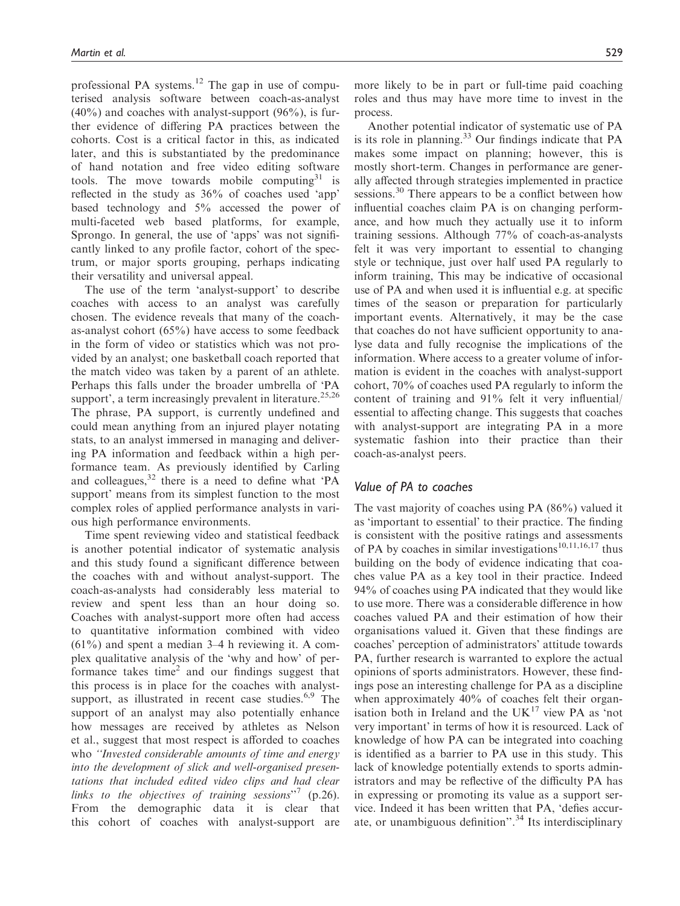professional PA systems.[12] The gap in use of computerised analysis software between coach-as-analyst (40%) and coaches with analyst-support (96%), is further evidence of differing PA practices between the cohorts. Cost is a critical factor in this, as indicated later, and this is substantiated by the predominance of hand notation and free video editing software tools. The move towards mobile computing[31] is reflected in the study as 36% of coaches used 'app' based technology and 5% accessed the power of multi-faceted web based platforms, for example, Sprongo. In general, the use of 'apps' was not significantly linked to any profile factor, cohort of the spectrum, or major sports grouping, perhaps indicating their versatility and universal appeal.

The use of the term 'analyst-support' to describe coaches with access to an analyst was carefully chosen. The evidence reveals that many of the coach-as-analyst cohort (65%) have access to some feedback in the form of video or statistics which was not provided by an analyst; one basketball coach reported that the match video was taken by a parent of an athlete. Perhaps this falls under the broader umbrella of 'PA support', a term increasingly prevalent in literature.[25,26] The phrase, PA support, is currently undefined and could mean anything from an injured player notating stats, to an analyst immersed in managing and delivering PA information and feedback within a high performance team. As previously identified by Carling and colleagues,[32] there is a need to define what 'PA support' means from its simplest function to the most complex roles of applied performance analysts in various high performance environments.

Time spent reviewing video and statistical feedback is another potential indicator of systematic analysis and this study found a significant difference between the coaches with and without analyst-support. The coach-as-analysts had considerably less material to review and spent less than an hour doing so. Coaches with analyst-support more often had access to quantitative information combined with video (61%) and spent a median 3–4 h reviewing it. A complex qualitative analysis of the 'why and how' of performance takes time[2] and our findings suggest that this process is in place for the coaches with analyst-support, as illustrated in recent case studies.[6,9] The support of an analyst may also potentially enhance how messages are received by athletes as Nelson et al., suggest that most respect is afforded to coaches who *"Invested considerable amounts of time and energy into the development of slick and well-organised presentations that included edited video clips and had clear links to the objectives of training sessions"*[7] (p.26). From the demographic data it is clear that this cohort of coaches with analyst-support are more likely to be in part or full-time paid coaching roles and thus may have more time to invest in the process.

Another potential indicator of systematic use of PA is its role in planning.[33] Our findings indicate that PA makes some impact on planning; however, this is mostly short-term. Changes in performance are generally affected through strategies implemented in practice sessions.[30] There appears to be a conflict between how influential coaches claim PA is on changing performance, and how much they actually use it to inform training sessions. Although 77% of coach-as-analysts felt it was very important to essential to changing style or technique, just over half used PA regularly to inform training, This may be indicative of occasional use of PA and when used it is influential e.g. at specific times of the season or preparation for particularly important events. Alternatively, it may be the case that coaches do not have sufficient opportunity to analyse data and fully recognise the implications of the information. Where access to a greater volume of information is evident in the coaches with analyst-support cohort, 70% of coaches used PA regularly to inform the content of training and 91% felt it very influential/essential to affecting change. This suggests that coaches with analyst-support are integrating PA in a more systematic fashion into their practice than their coach-as-analyst peers.

### Value of PA to coaches

The vast majority of coaches using PA (86%) valued it as 'important to essential' to their practice. The finding is consistent with the positive ratings and assessments of PA by coaches in similar investigations[10,11,16,17] thus building on the body of evidence indicating that coaches value PA as a key tool in their practice. Indeed 94% of coaches using PA indicated that they would like to use more. There was a considerable difference in how coaches valued PA and their estimation of how their organisations valued it. Given that these findings are coaches' perception of administrators' attitude towards PA, further research is warranted to explore the actual opinions of sports administrators. However, these findings pose an interesting challenge for PA as a discipline when approximately 40% of coaches felt their organisation both in Ireland and the UK[17] view PA as 'not very important' in terms of how it is resourced. Lack of knowledge of how PA can be integrated into coaching is identified as a barrier to PA use in this study. This lack of knowledge potentially extends to sports administrators and may be reflective of the difficulty PA has in expressing or promoting its value as a support service. Indeed it has been written that PA, 'defies accurate, or unambiguous definition".[34] Its interdisciplinary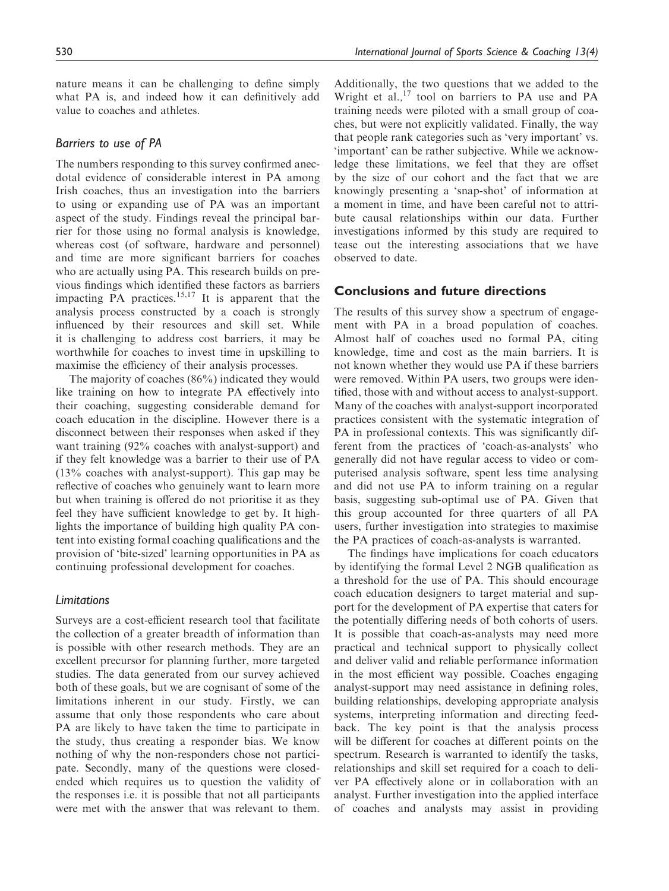nature means it can be challenging to define simply what PA is, and indeed how it can definitively add value to coaches and athletes.

### *Barriers to use of PA*

The numbers responding to this survey confirmed anecdotal evidence of considerable interest in PA among Irish coaches, thus an investigation into the barriers to using or expanding use of PA was an important aspect of the study. Findings reveal the principal barrier for those using no formal analysis is knowledge, whereas cost (of software, hardware and personnel) and time are more significant barriers for coaches who are actually using PA. This research builds on previous findings which identified these factors as barriers impacting PA practices.[15,17] It is apparent that the analysis process constructed by a coach is strongly influenced by their resources and skill set. While it is challenging to address cost barriers, it may be worthwhile for coaches to invest time in upskilling to maximise the efficiency of their analysis processes.

The majority of coaches (86%) indicated they would like training on how to integrate PA effectively into their coaching, suggesting considerable demand for coach education in the discipline. However there is a disconnect between their responses when asked if they want training (92% coaches with analyst-support) and if they felt knowledge was a barrier to their use of PA (13% coaches with analyst-support). This gap may be reflective of coaches who genuinely want to learn more but when training is offered do not prioritise it as they feel they have sufficient knowledge to get by. It highlights the importance of building high quality PA content into existing formal coaching qualifications and the provision of 'bite-sized' learning opportunities in PA as continuing professional development for coaches.

### *Limitations*

Surveys are a cost-efficient research tool that facilitate the collection of a greater breadth of information than is possible with other research methods. They are an excellent precursor for planning further, more targeted studies. The data generated from our survey achieved both of these goals, but we are cognisant of some of the limitations inherent in our study. Firstly, we can assume that only those respondents who care about PA are likely to have taken the time to participate in the study, thus creating a responder bias. We know nothing of why the non-responders chose not participate. Secondly, many of the questions were closed-ended which requires us to question the validity of the responses i.e. it is possible that not all participants were met with the answer that was relevant to them. Additionally, the two questions that we added to the Wright et al.,[17] tool on barriers to PA use and PA training needs were piloted with a small group of coaches, but were not explicitly validated. Finally, the way that people rank categories such as 'very important' vs. 'important' can be rather subjective. While we acknowledge these limitations, we feel that they are offset by the size of our cohort and the fact that we are knowingly presenting a 'snap-shot' of information at a moment in time, and have been careful not to attribute causal relationships within our data. Further investigations informed by this study are required to tease out the interesting associations that we have observed to date.

## Conclusions and future directions

The results of this survey show a spectrum of engagement with PA in a broad population of coaches. Almost half of coaches used no formal PA, citing knowledge, time and cost as the main barriers. It is not known whether they would use PA if these barriers were removed. Within PA users, two groups were identified, those with and without access to analyst-support. Many of the coaches with analyst-support incorporated practices consistent with the systematic integration of PA in professional contexts. This was significantly different from the practices of 'coach-as-analysts' who generally did not have regular access to video or computerised analysis software, spent less time analysing and did not use PA to inform training on a regular basis, suggesting sub-optimal use of PA. Given that this group accounted for three quarters of all PA users, further investigation into strategies to maximise the PA practices of coach-as-analysts is warranted.

The findings have implications for coach educators by identifying the formal Level 2 NGB qualification as a threshold for the use of PA. This should encourage coach education designers to target material and support for the development of PA expertise that caters for the potentially differing needs of both cohorts of users. It is possible that coach-as-analysts may need more practical and technical support to physically collect and deliver valid and reliable performance information in the most efficient way possible. Coaches engaging analyst-support may need assistance in defining roles, building relationships, developing appropriate analysis systems, interpreting information and directing feedback. The key point is that the analysis process will be different for coaches at different points on the spectrum. Research is warranted to identify the tasks, relationships and skill set required for a coach to deliver PA effectively alone or in collaboration with an analyst. Further investigation into the applied interface of coaches and analysts may assist in providing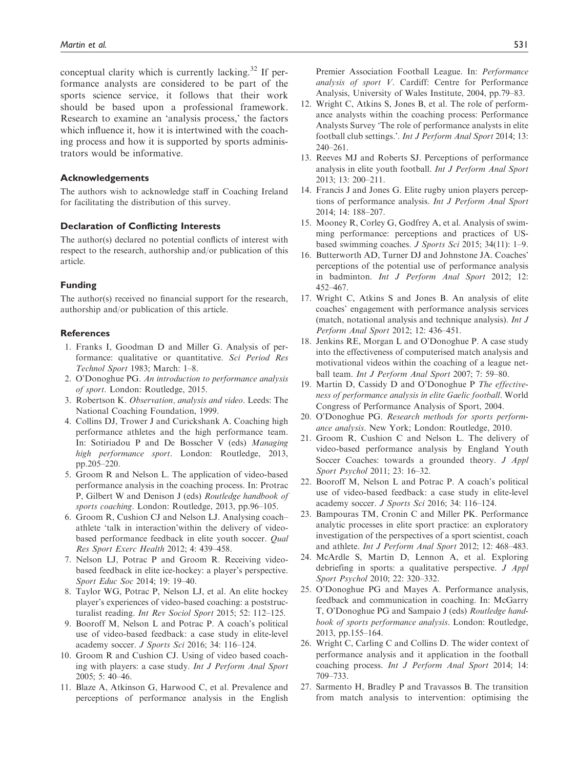conceptual clarity which is currently lacking.[32] If performance analysts are considered to be part of the sports science service, it follows that their work should be based upon a professional framework. Research to examine an 'analysis process,' the factors which influence it, how it is intertwined with the coaching process and how it is supported by sports administrators would be informative.

### Acknowledgements

The authors wish to acknowledge staff in Coaching Ireland for facilitating the distribution of this survey.

### Declaration of Conflicting Interests

The author(s) declared no potential conflicts of interest with respect to the research, authorship and/or publication of this article.

### Funding

The author(s) received no financial support for the research, authorship and/or publication of this article.

### References

1. Franks I, Goodman D and Miller G. Analysis of performance: qualitative or quantitative. *Sci Period Res Technol Sport* 1983; March: 1–8.
2. O'Donoghue PG. *An introduction to performance analysis of sport*. London: Routledge, 2015.
3. Robertson K. *Observation, analysis and video*. Leeds: The National Coaching Foundation, 1999.
4. Collins DJ, Trower J and Curickshank A. Coaching high performance athletes and the high performance team. In: Sotiriadou P and De Bosscher V (eds) *Managing high performance sport*. London: Routledge, 2013, pp.205–220.
5. Groom R and Nelson L. The application of video-based performance analysis in the coaching process. In: Protrac P, Gilbert W and Denison J (eds) *Routledge handbook of sports coaching*. London: Routledge, 2013, pp.96–105.
6. Groom R, Cushion CJ and Nelson LJ. Analysing coach–athlete 'talk in interaction'within the delivery of video-based performance feedback in elite youth soccer. *Qual Res Sport Exerc Health* 2012; 4: 439–458.
7. Nelson LJ, Potrac P and Groom R. Receiving video-based feedback in elite ice-hockey: a player's perspective. *Sport Educ Soc* 2014; 19: 19–40.
8. Taylor WG, Potrac P, Nelson LJ, et al. An elite hockey player's experiences of video-based coaching: a poststructuralist reading. *Int Rev Sociol Sport* 2015; 52: 112–125.
9. Booroff M, Nelson L and Potrac P. A coach's political use of video-based feedback: a case study in elite-level academy soccer. *J Sports Sci* 2016; 34: 116–124.
10. Groom R and Cushion CJ. Using of video based coaching with players: a case study. *Int J Perform Anal Sport* 2005; 5: 40–46.
11. Blaze A, Atkinson G, Harwood C, et al. Prevalence and perceptions of performance analysis in the English Premier Association Football League. In: *Performance analysis of sport V*. Cardiff: Centre for Performance Analysis, University of Wales Institute, 2004, pp.79–83.
12. Wright C, Atkins S, Jones B, et al. The role of performance analysts within the coaching process: Performance Analysts Survey 'The role of performance analysts in elite football club settings.'. *Int J Perform Anal Sport* 2014; 13: 240–261.
13. Reeves MJ and Roberts SJ. Perceptions of performance analysis in elite youth football. *Int J Perform Anal Sport* 2013; 13: 200–211.
14. Francis J and Jones G. Elite rugby union players perceptions of performance analysis. *Int J Perform Anal Sport* 2014; 14: 188–207.
15. Mooney R, Corley G, Godfrey A, et al. Analysis of swimming performance: perceptions and practices of US-based swimming coaches. *J Sports Sci* 2015; 34(11): 1–9.
16. Butterworth AD, Turner DJ and Johnstone JA. Coaches' perceptions of the potential use of performance analysis in badminton. *Int J Perform Anal Sport* 2012; 12: 452–467.
17. Wright C, Atkins S and Jones B. An analysis of elite coaches' engagement with performance analysis services (match, notational analysis and technique analysis). *Int J Perform Anal Sport* 2012; 12: 436–451.
18. Jenkins RE, Morgan L and O'Donoghue P. A case study into the effectiveness of computerised match analysis and motivational videos within the coaching of a league netball team. *Int J Perform Anal Sport* 2007; 7: 59–80.
19. Martin D, Cassidy D and O'Donoghue P *The effectiveness of performance analysis in elite Gaelic football*. World Congress of Performance Analysis of Sport, 2004.
20. O'Donoghue PG. *Research methods for sports performance analysis*. New York; London: Routledge, 2010.
21. Groom R, Cushion C and Nelson L. The delivery of video-based performance analysis by England Youth Soccer Coaches: towards a grounded theory. *J Appl Sport Psychol* 2011; 23: 16–32.
22. Booroff M, Nelson L and Potrac P. A coach's political use of video-based feedback: a case study in elite-level academy soccer. *J Sports Sci* 2016; 34: 116–124.
23. Bampouras TM, Cronin C and Miller PK. Performance analytic processes in elite sport practice: an exploratory investigation of the perspectives of a sport scientist, coach and athlete. *Int J Perform Anal Sport* 2012; 12: 468–483.
24. McArdle S, Martin D, Lennon A, et al. Exploring debriefing in sports: a qualitative perspective. *J Appl Sport Psychol* 2010; 22: 320–332.
25. O'Donoghue PG and Mayes A. Performance analysis, feedback and communication in coaching. In: McGarry T, O'Donoghue PG and Sampaio J (eds) *Routledge handbook of sports performance analysis*. London: Routledge, 2013, pp.155–164.
26. Wright C, Carling C and Collins D. The wider context of performance analysis and it application in the football coaching process. *Int J Perform Anal Sport* 2014; 14: 709–733.
27. Sarmento H, Bradley P and Travassos B. The transition from match analysis to intervention: optimising the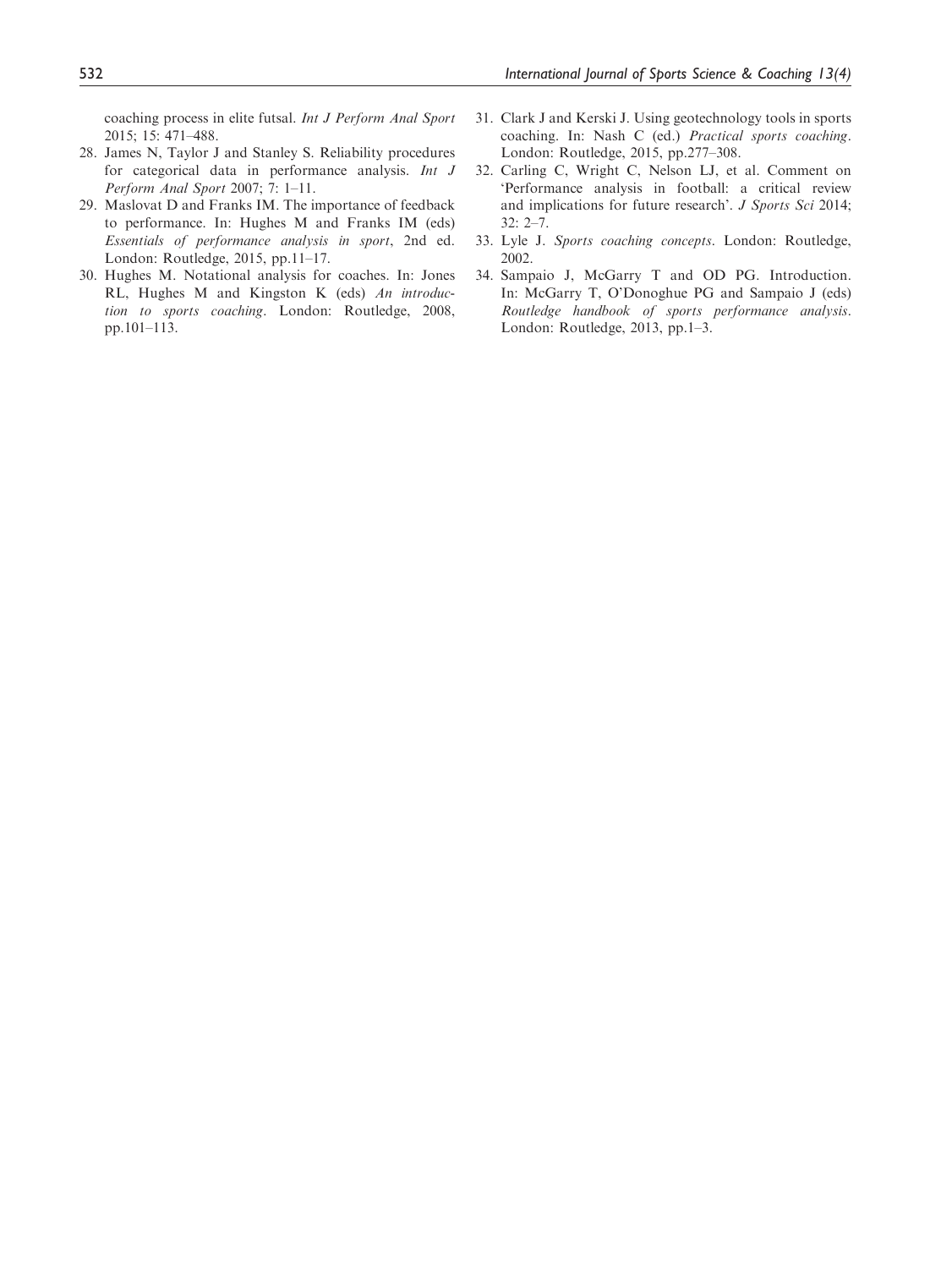coaching process in elite futsal. *Int J Perform Anal Sport* 2015; 15: 471–488.

28. James N, Taylor J and Stanley S. Reliability procedures for categorical data in performance analysis. *Int J Perform Anal Sport* 2007; 7: 1–11.
29. Maslovat D and Franks IM. The importance of feedback to performance. In: Hughes M and Franks IM (eds) *Essentials of performance analysis in sport*, 2nd ed. London: Routledge, 2015, pp.11–17.
30. Hughes M. Notational analysis for coaches. In: Jones RL, Hughes M and Kingston K (eds) *An introduction to sports coaching*. London: Routledge, 2008, pp.101–113.
31. Clark J and Kerski J. Using geotechnology tools in sports coaching. In: Nash C (ed.) *Practical sports coaching*. London: Routledge, 2015, pp.277–308.
32. Carling C, Wright C, Nelson LJ, et al. Comment on 'Performance analysis in football: a critical review and implications for future research'. *J Sports Sci* 2014; 32: 2–7.
33. Lyle J. *Sports coaching concepts*. London: Routledge, 2002.
34. Sampaio J, McGarry T and OD PG. Introduction. In: McGarry T, O'Donoghue PG and Sampaio J (eds) *Routledge handbook of sports performance analysis*. London: Routledge, 2013, pp.1–3.